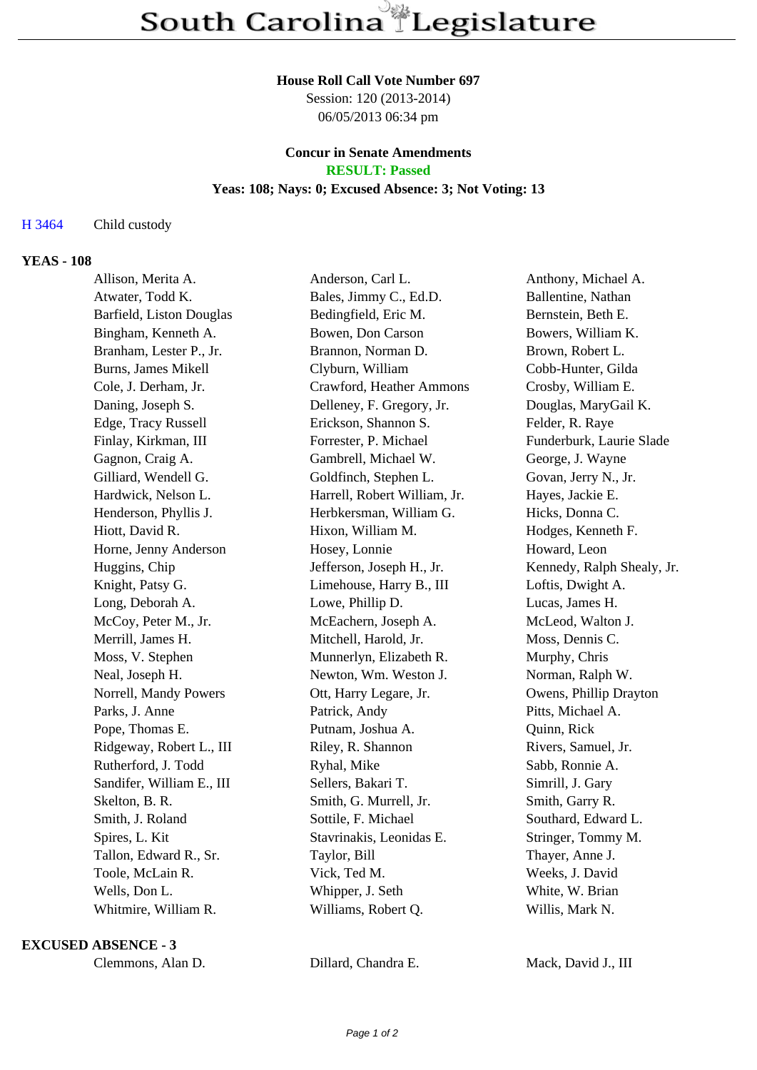# South Carolina Legislature

**House Roll Call Vote Number 697**
Session: 120 (2013-2014)
06/05/2013 06:34 pm

**Concur in Senate Amendments**
**RESULT: Passed**
**Yeas: 108; Nays: 0; Excused Absence: 3; Not Voting: 13**

H 3464 Child custody

## YEAS - 108

| | | |
|---|---|---|
| Allison, Merita A. | Anderson, Carl L. | Anthony, Michael A. |
| Atwater, Todd K. | Bales, Jimmy C., Ed.D. | Ballentine, Nathan |
| Barfield, Liston Douglas | Bedingfield, Eric M. | Bernstein, Beth E. |
| Bingham, Kenneth A. | Bowen, Don Carson | Bowers, William K. |
| Branham, Lester P., Jr. | Brannon, Norman D. | Brown, Robert L. |
| Burns, James Mikell | Clyburn, William | Cobb-Hunter, Gilda |
| Cole, J. Derham, Jr. | Crawford, Heather Ammons | Crosby, William E. |
| Daning, Joseph S. | Delleney, F. Gregory, Jr. | Douglas, MaryGail K. |
| Edge, Tracy Russell | Erickson, Shannon S. | Felder, R. Raye |
| Finlay, Kirkman, III | Forrester, P. Michael | Funderburk, Laurie Slade |
| Gagnon, Craig A. | Gambrell, Michael W. | George, J. Wayne |
| Gilliard, Wendell G. | Goldfinch, Stephen L. | Govan, Jerry N., Jr. |
| Hardwick, Nelson L. | Harrell, Robert William, Jr. | Hayes, Jackie E. |
| Henderson, Phyllis J. | Herbkersman, William G. | Hicks, Donna C. |
| Hiott, David R. | Hixon, William M. | Hodges, Kenneth F. |
| Horne, Jenny Anderson | Hosey, Lonnie | Howard, Leon |
| Huggins, Chip | Jefferson, Joseph H., Jr. | Kennedy, Ralph Shealy, Jr. |
| Knight, Patsy G. | Limehouse, Harry B., III | Loftis, Dwight A. |
| Long, Deborah A. | Lowe, Phillip D. | Lucas, James H. |
| McCoy, Peter M., Jr. | McEachern, Joseph A. | McLeod, Walton J. |
| Merrill, James H. | Mitchell, Harold, Jr. | Moss, Dennis C. |
| Moss, V. Stephen | Munnerlyn, Elizabeth R. | Murphy, Chris |
| Neal, Joseph H. | Newton, Wm. Weston J. | Norman, Ralph W. |
| Norrell, Mandy Powers | Ott, Harry Legare, Jr. | Owens, Phillip Drayton |
| Parks, J. Anne | Patrick, Andy | Pitts, Michael A. |
| Pope, Thomas E. | Putnam, Joshua A. | Quinn, Rick |
| Ridgeway, Robert L., III | Riley, R. Shannon | Rivers, Samuel, Jr. |
| Rutherford, J. Todd | Ryhal, Mike | Sabb, Ronnie A. |
| Sandifer, William E., III | Sellers, Bakari T. | Simrill, J. Gary |
| Skelton, B. R. | Smith, G. Murrell, Jr. | Smith, Garry R. |
| Smith, J. Roland | Sottile, F. Michael | Southard, Edward L. |
| Spires, L. Kit | Stavrinakis, Leonidas E. | Stringer, Tommy M. |
| Tallon, Edward R., Sr. | Taylor, Bill | Thayer, Anne J. |
| Toole, McLain R. | Vick, Ted M. | Weeks, J. David |
| Wells, Don L. | Whipper, J. Seth | White, W. Brian |
| Whitmire, William R. | Williams, Robert Q. | Willis, Mark N. |

## EXCUSED ABSENCE - 3

| | | |
|---|---|---|
| Clemmons, Alan D. | Dillard, Chandra E. | Mack, David J., III |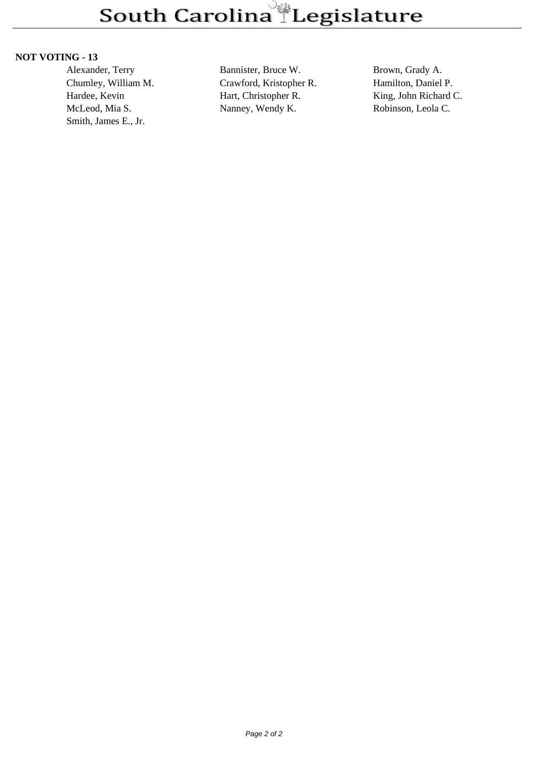**NOT VOTING - 13**

| | | |
|---|---|---|
| Alexander, Terry | Bannister, Bruce W. | Brown, Grady A. |
| Chumley, William M. | Crawford, Kristopher R. | Hamilton, Daniel P. |
| Hardee, Kevin | Hart, Christopher R. | King, John Richard C. |
| McLeod, Mia S. | Nanney, Wendy K. | Robinson, Leola C. |
| Smith, James E., Jr. | | |